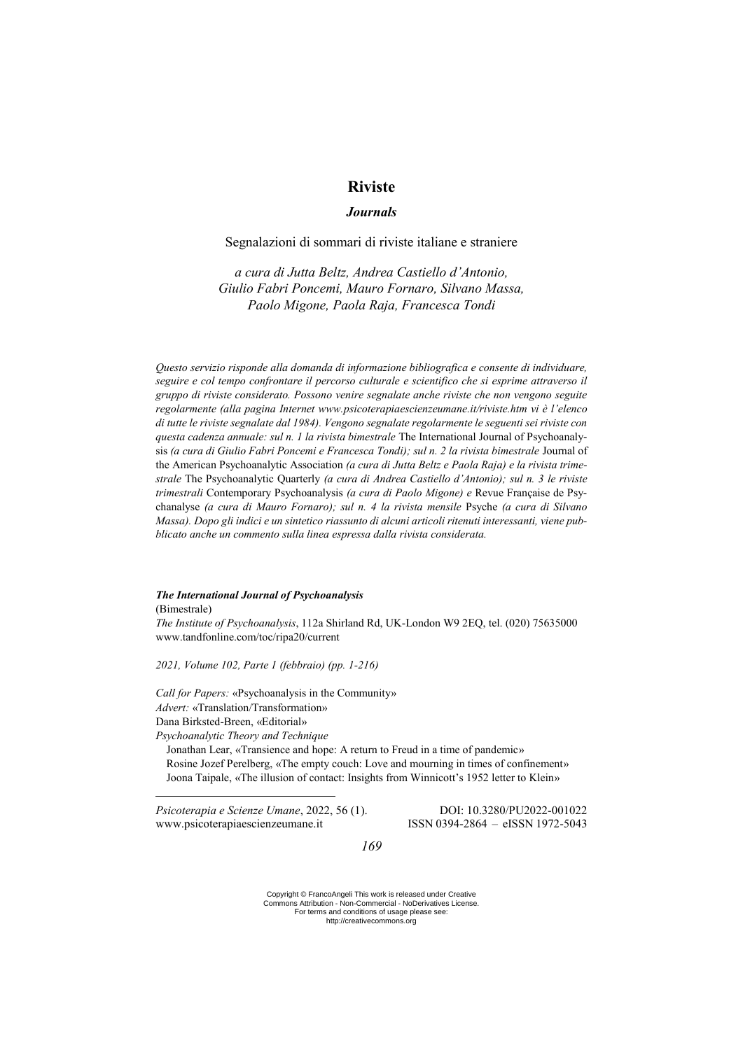# Riviste

## *Journals*

Segnalazioni di sommari di riviste italiane e straniere

*a cura di Jutta Beltz, Andrea Castiello d'Antonio, Giulio Fabri Poncemi, Mauro Fornaro, Silvano Massa, Paolo Migone, Paola Raja, Francesca Tondi*

*Questo servizio risponde alla domanda di informazione bibliografica e consente di individuare, seguire e col tempo confrontare il percorso culturale e scientifico che si esprime attraverso il gruppo di riviste considerato. Possono venire segnalate anche riviste che non vengono seguite regolarmente (alla pagina Internet www.psicoterapiaescienzeumane.it/riviste.htm vi è l'elenco di tutte le riviste segnalate dal 1984). Vengono segnalate regolarmente le seguenti sei riviste con questa cadenza annuale: sul n. 1 la rivista bimestrale* The International Journal of Psychoanalysis *(a cura di Giulio Fabri Poncemi e Francesca Tondi); sul n. 2 la rivista bimestrale* Journal of the American Psychoanalytic Association *(a cura di Jutta Beltz e Paola Raja) e la rivista trimestrale* The Psychoanalytic Quarterly *(a cura di Andrea Castiello d'Antonio); sul n. 3 le riviste trimestrali* Contemporary Psychoanalysis *(a cura di Paolo Migone) e* Revue Française de Psychanalyse *(a cura di Mauro Fornaro); sul n. 4 la rivista mensile* Psyche *(a cura di Silvano Massa). Dopo gli indici e un sintetico riassunto di alcuni articoli ritenuti interessanti, viene pubblicato anche un commento sulla linea espressa dalla rivista considerata.*

***The International Journal of Psychoanalysis***
(Bimestrale)
*The Institute of Psychoanalysis*, 112a Shirland Rd, UK-London W9 2EQ, tel. (020) 75635000
www.tandfonline.com/toc/ripa20/current

*2021, Volume 102, Parte 1 (febbraio) (pp. 1-216)*

*Call for Papers:* «Psychoanalysis in the Community»
*Advert:* «Translation/Transformation»
Dana Birksted-Breen, «Editorial»
*Psychoanalytic Theory and Technique*
Jonathan Lear, «Transience and hope: A return to Freud in a time of pandemic»
Rosine Jozef Perelberg, «The empty couch: Love and mourning in times of confinement»
Joona Taipale, «The illusion of contact: Insights from Winnicott's 1952 letter to Klein»

*Psicoterapia e Scienze Umane*, 2022, 56 (1). DOI: 10.3280/PU2022-001022
www.psicoterapiaescienzeumane.it ISSN 0394-2864 – eISSN 1972-5043

Copyright © FrancoAngeli This work is released under Creative Commons Attribution - Non-Commercial - NoDerivatives License. For terms and conditions of usage please see: http://creativecommons.org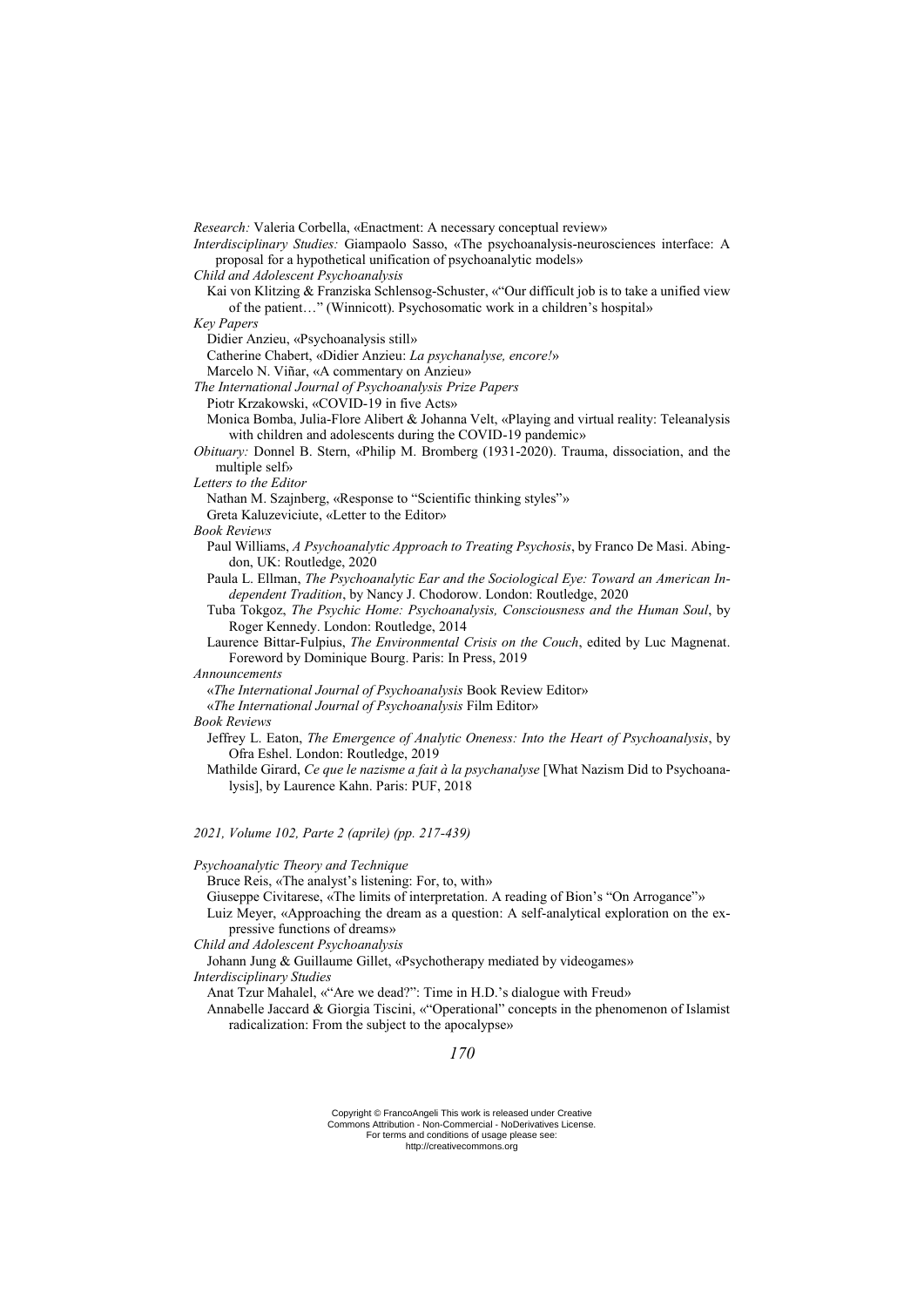*Research:* Valeria Corbella, «Enactment: A necessary conceptual review»

*Interdisciplinary Studies:* Giampaolo Sasso, «The psychoanalysis-neurosciences interface: A proposal for a hypothetical unification of psychoanalytic models»

*Child and Adolescent Psychoanalysis*

Kai von Klitzing & Franziska Schlensog-Schuster, «"Our difficult job is to take a unified view of the patient…" (Winnicott). Psychosomatic work in a children's hospital»

*Key Papers*

Didier Anzieu, «Psychoanalysis still»

Catherine Chabert, «Didier Anzieu: *La psychanalyse, encore!*»

Marcelo N. Viñar, «A commentary on Anzieu»

*The International Journal of Psychoanalysis Prize Papers*

Piotr Krzakowski, «COVID-19 in five Acts»

Monica Bomba, Julia-Flore Alibert & Johanna Velt, «Playing and virtual reality: Teleanalysis with children and adolescents during the COVID-19 pandemic»

*Obituary:* Donnel B. Stern, «Philip M. Bromberg (1931-2020). Trauma, dissociation, and the multiple self»

*Letters to the Editor*

Nathan M. Szajnberg, «Response to "Scientific thinking styles"»

Greta Kaluzeviciute, «Letter to the Editor»

*Book Reviews*

Paul Williams, *A Psychoanalytic Approach to Treating Psychosis*, by Franco De Masi. Abingdon, UK: Routledge, 2020

Paula L. Ellman, *The Psychoanalytic Ear and the Sociological Eye: Toward an American Independent Tradition*, by Nancy J. Chodorow. London: Routledge, 2020

Tuba Tokgoz, *The Psychic Home: Psychoanalysis, Consciousness and the Human Soul*, by Roger Kennedy. London: Routledge, 2014

Laurence Bittar-Fulpius, *The Environmental Crisis on the Couch*, edited by Luc Magnenat. Foreword by Dominique Bourg. Paris: In Press, 2019

*Announcements*

«*The International Journal of Psychoanalysis* Book Review Editor»

«*The International Journal of Psychoanalysis* Film Editor»

*Book Reviews*

Jeffrey L. Eaton, *The Emergence of Analytic Oneness: Into the Heart of Psychoanalysis*, by Ofra Eshel. London: Routledge, 2019

Mathilde Girard, *Ce que le nazisme a fait à la psychanalyse* [What Nazism Did to Psychoanalysis], by Laurence Kahn. Paris: PUF, 2018

*2021, Volume 102, Parte 2 (aprile) (pp. 217-439)*

*Psychoanalytic Theory and Technique*

Bruce Reis, «The analyst's listening: For, to, with»

Giuseppe Civitarese, «The limits of interpretation. A reading of Bion's "On Arrogance"»

Luiz Meyer, «Approaching the dream as a question: A self-analytical exploration on the expressive functions of dreams»

*Child and Adolescent Psychoanalysis*

Johann Jung & Guillaume Gillet, «Psychotherapy mediated by videogames»

*Interdisciplinary Studies*

Anat Tzur Mahalel, «"Are we dead?": Time in H.D.'s dialogue with Freud»

Annabelle Jaccard & Giorgia Tiscini, «"Operational" concepts in the phenomenon of Islamist radicalization: From the subject to the apocalypse»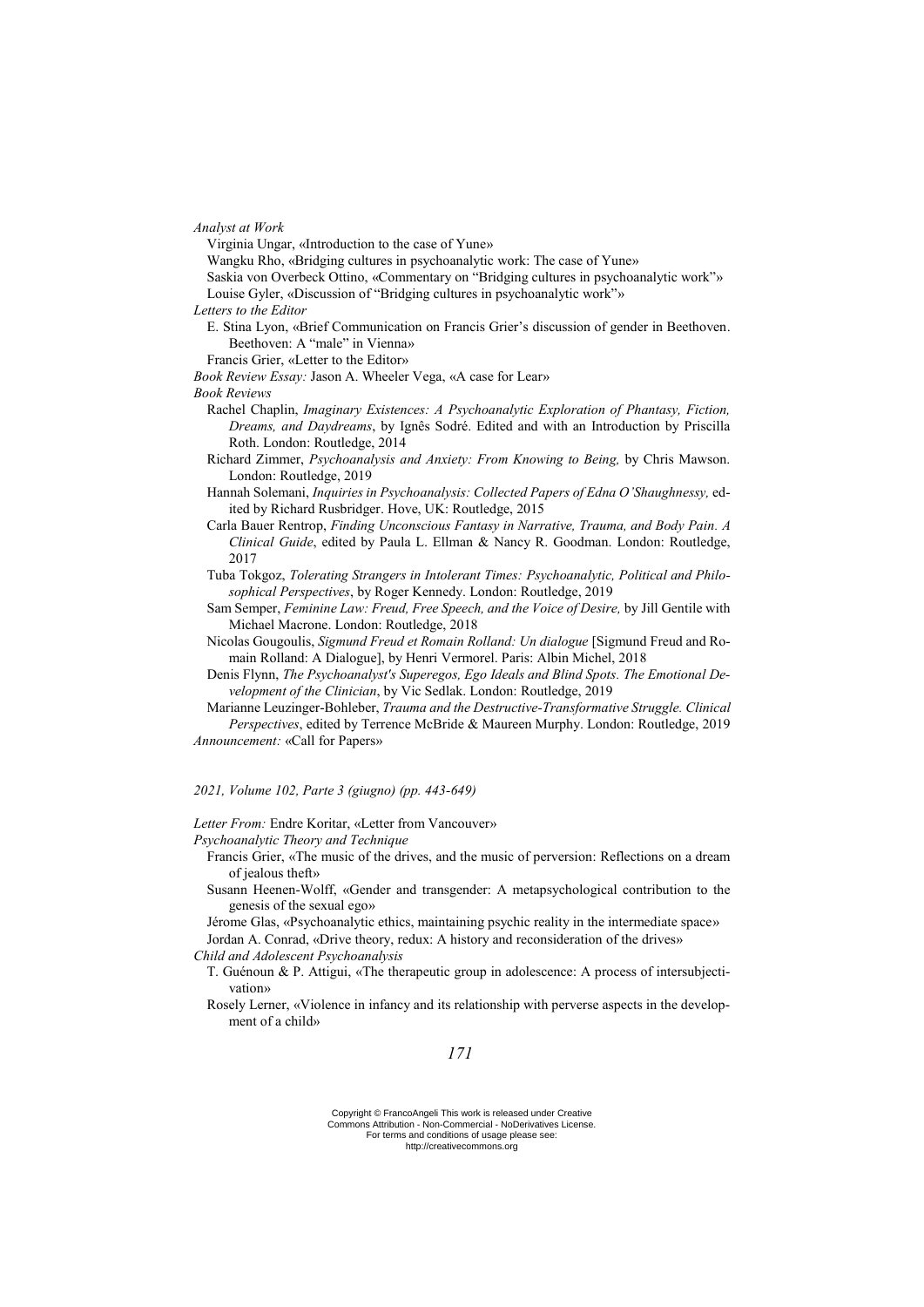*Analyst at Work*

Virginia Ungar, «Introduction to the case of Yune»

Wangku Rho, «Bridging cultures in psychoanalytic work: The case of Yune»

Saskia von Overbeck Ottino, «Commentary on "Bridging cultures in psychoanalytic work"»

Louise Gyler, «Discussion of "Bridging cultures in psychoanalytic work"»

*Letters to the Editor*

E. Stina Lyon, «Brief Communication on Francis Grier's discussion of gender in Beethoven. Beethoven: A "male" in Vienna»

Francis Grier, «Letter to the Editor»

*Book Review Essay:* Jason A. Wheeler Vega, «A case for Lear»

*Book Reviews*

Rachel Chaplin, *Imaginary Existences: A Psychoanalytic Exploration of Phantasy, Fiction, Dreams, and Daydreams*, by Ignês Sodré. Edited and with an Introduction by Priscilla Roth. London: Routledge, 2014

Richard Zimmer, *Psychoanalysis and Anxiety: From Knowing to Being,* by Chris Mawson. London: Routledge, 2019

Hannah Solemani, *Inquiries in Psychoanalysis: Collected Papers of Edna O'Shaughnessy,* edited by Richard Rusbridger. Hove, UK: Routledge, 2015

Carla Bauer Rentrop, *Finding Unconscious Fantasy in Narrative, Trauma, and Body Pain. A Clinical Guide*, edited by Paula L. Ellman & Nancy R. Goodman. London: Routledge, 2017

Tuba Tokgoz, *Tolerating Strangers in Intolerant Times: Psychoanalytic, Political and Philosophical Perspectives*, by Roger Kennedy. London: Routledge, 2019

Sam Semper, *Feminine Law: Freud, Free Speech, and the Voice of Desire,* by Jill Gentile with Michael Macrone. London: Routledge, 2018

Nicolas Gougoulis, *Sigmund Freud et Romain Rolland: Un dialogue* [Sigmund Freud and Romain Rolland: A Dialogue], by Henri Vermorel. Paris: Albin Michel, 2018

Denis Flynn, *The Psychoanalyst's Superegos, Ego Ideals and Blind Spots. The Emotional Development of the Clinician*, by Vic Sedlak. London: Routledge, 2019

Marianne Leuzinger-Bohleber, *Trauma and the Destructive-Transformative Struggle. Clinical Perspectives*, edited by Terrence McBride & Maureen Murphy. London: Routledge, 2019

*Announcement:* «Call for Papers»

*2021, Volume 102, Parte 3 (giugno) (pp. 443-649)*

*Letter From:* Endre Koritar, «Letter from Vancouver»

*Psychoanalytic Theory and Technique*

Francis Grier, «The music of the drives, and the music of perversion: Reflections on a dream of jealous theft»

Susann Heenen-Wolff, «Gender and transgender: A metapsychological contribution to the genesis of the sexual ego»

Jérome Glas, «Psychoanalytic ethics, maintaining psychic reality in the intermediate space»

Jordan A. Conrad, «Drive theory, redux: A history and reconsideration of the drives»

*Child and Adolescent Psychoanalysis*

T. Guénoun & P. Attigui, «The therapeutic group in adolescence: A process of intersubjectivation»

Rosely Lerner, «Violence in infancy and its relationship with perverse aspects in the development of a child»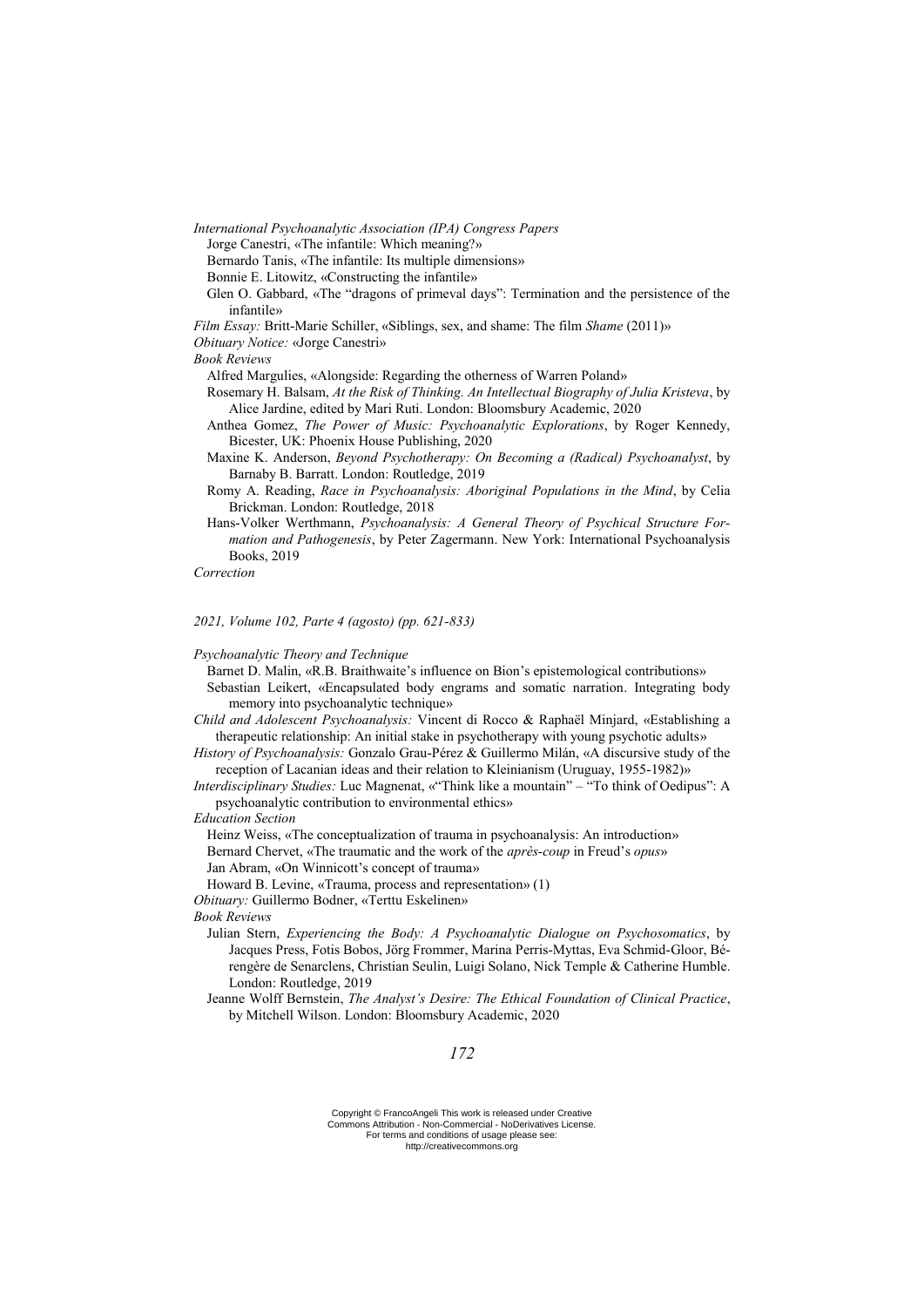*International Psychoanalytic Association (IPA) Congress Papers*

Jorge Canestri, «The infantile: Which meaning?»

Bernardo Tanis, «The infantile: Its multiple dimensions»

Bonnie E. Litowitz, «Constructing the infantile»

Glen O. Gabbard, «The "dragons of primeval days": Termination and the persistence of the infantile»

*Film Essay:* Britt-Marie Schiller, «Siblings, sex, and shame: The film *Shame* (2011)»

*Obituary Notice:* «Jorge Canestri»

*Book Reviews*

Alfred Margulies, «Alongside: Regarding the otherness of Warren Poland»

Rosemary H. Balsam, *At the Risk of Thinking. An Intellectual Biography of Julia Kristeva*, by Alice Jardine, edited by Mari Ruti. London: Bloomsbury Academic, 2020

Anthea Gomez, *The Power of Music: Psychoanalytic Explorations*, by Roger Kennedy, Bicester, UK: Phoenix House Publishing, 2020

Maxine K. Anderson, *Beyond Psychotherapy: On Becoming a (Radical) Psychoanalyst*, by Barnaby B. Barratt. London: Routledge, 2019

Romy A. Reading, *Race in Psychoanalysis: Aboriginal Populations in the Mind*, by Celia Brickman. London: Routledge, 2018

Hans-Volker Werthmann, *Psychoanalysis: A General Theory of Psychical Structure Formation and Pathogenesis*, by Peter Zagermann. New York: International Psychoanalysis Books, 2019

*Correction*

*2021, Volume 102, Parte 4 (agosto) (pp. 621-833)*

*Psychoanalytic Theory and Technique*

Barnet D. Malin, «R.B. Braithwaite's influence on Bion's epistemological contributions»

Sebastian Leikert, «Encapsulated body engrams and somatic narration. Integrating body memory into psychoanalytic technique»

*Child and Adolescent Psychoanalysis:* Vincent di Rocco & Raphaël Minjard, «Establishing a therapeutic relationship: An initial stake in psychotherapy with young psychotic adults»

*History of Psychoanalysis:* Gonzalo Grau-Pérez & Guillermo Milán, «A discursive study of the reception of Lacanian ideas and their relation to Kleinianism (Uruguay, 1955-1982)»

*Interdisciplinary Studies:* Luc Magnenat, «"Think like a mountain" – "To think of Oedipus": A psychoanalytic contribution to environmental ethics»

*Education Section*

Heinz Weiss, «The conceptualization of trauma in psychoanalysis: An introduction»

Bernard Chervet, «The traumatic and the work of the *après-coup* in Freud's *opus*»

Jan Abram, «On Winnicott's concept of trauma»

Howard B. Levine, «Trauma, process and representation» (1)

*Obituary:* Guillermo Bodner, «Terttu Eskelinen»

*Book Reviews*

Julian Stern, *Experiencing the Body: A Psychoanalytic Dialogue on Psychosomatics*, by Jacques Press, Fotis Bobos, Jörg Frommer, Marina Perris-Myttas, Eva Schmid-Gloor, Bérengère de Senarclens, Christian Seulin, Luigi Solano, Nick Temple & Catherine Humble. London: Routledge, 2019

Jeanne Wolff Bernstein, *The Analyst's Desire: The Ethical Foundation of Clinical Practice*, by Mitchell Wilson. London: Bloomsbury Academic, 2020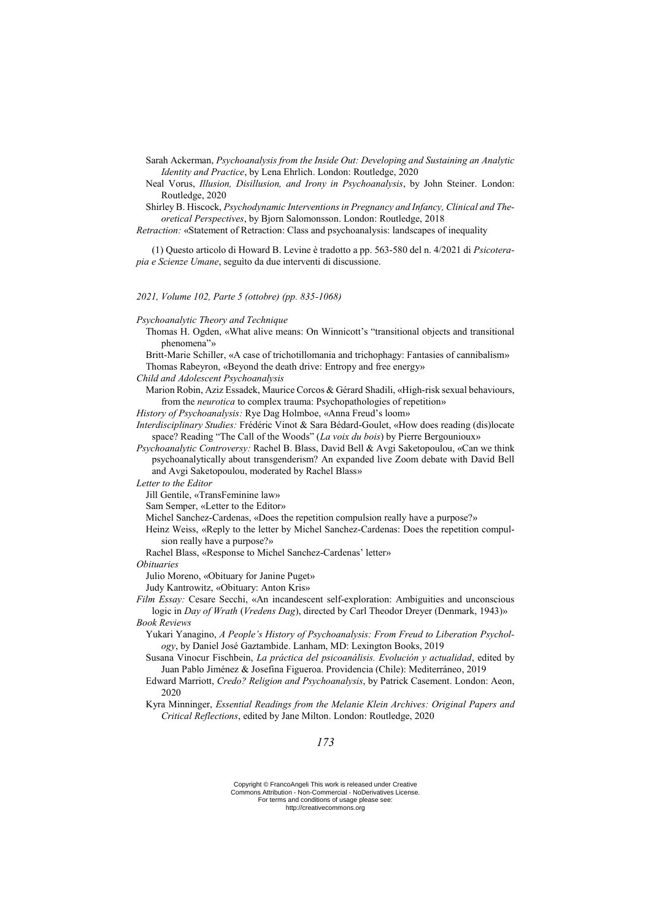Sarah Ackerman, *Psychoanalysis from the Inside Out: Developing and Sustaining an Analytic Identity and Practice*, by Lena Ehrlich. London: Routledge, 2020

Neal Vorus, *Illusion, Disillusion, and Irony in Psychoanalysis*, by John Steiner. London: Routledge, 2020

Shirley B. Hiscock, *Psychodynamic Interventions in Pregnancy and Infancy, Clinical and Theoretical Perspectives*, by Bjorn Salomonsson. London: Routledge, 2018

*Retraction:* «Statement of Retraction: Class and psychoanalysis: landscapes of inequality

(1) Questo articolo di Howard B. Levine è tradotto a pp. 563-580 del n. 4/2021 di *Psicoterapia e Scienze Umane*, seguìto da due interventi di discussione.

*2021, Volume 102, Parte 5 (ottobre) (pp. 835-1068)*

*Psychoanalytic Theory and Technique*

Thomas H. Ogden, «What alive means: On Winnicott's "transitional objects and transitional phenomena"»

Britt-Marie Schiller, «A case of trichotillomania and trichophagy: Fantasies of cannibalism»

Thomas Rabeyron, «Beyond the death drive: Entropy and free energy»

*Child and Adolescent Psychoanalysis*

Marion Robin, Aziz Essadek, Maurice Corcos & Gérard Shadili, «High-risk sexual behaviours, from the *neurotica* to complex trauma: Psychopathologies of repetition»

*History of Psychoanalysis:* Rye Dag Holmboe, «Anna Freud's loom»

*Interdisciplinary Studies:* Frédéric Vinot & Sara Bédard-Goulet, «How does reading (dis)locate space? Reading "The Call of the Woods" (*La voix du bois*) by Pierre Bergounioux»

*Psychoanalytic Controversy:* Rachel B. Blass, David Bell & Avgi Saketopoulou, «Can we think psychoanalytically about transgenderism? An expanded live Zoom debate with David Bell and Avgi Saketopoulou, moderated by Rachel Blass»

*Letter to the Editor*

Jill Gentile, «TransFeminine law»

Sam Semper, «Letter to the Editor»

Michel Sanchez-Cardenas, «Does the repetition compulsion really have a purpose?»

Heinz Weiss, «Reply to the letter by Michel Sanchez-Cardenas: Does the repetition compulsion really have a purpose?»

Rachel Blass, «Response to Michel Sanchez-Cardenas' letter»

*Obituaries*

Julio Moreno, «Obituary for Janine Puget»

Judy Kantrowitz, «Obituary: Anton Kris»

*Film Essay:* Cesare Secchi, «An incandescent self-exploration: Ambiguities and unconscious logic in *Day of Wrath* (*Vredens Dag*), directed by Carl Theodor Dreyer (Denmark, 1943)»

*Book Reviews*

Yukari Yanagino, *A People's History of Psychoanalysis: From Freud to Liberation Psychology*, by Daniel José Gaztambide. Lanham, MD: Lexington Books, 2019

Susana Vinocur Fischbein, *La práctica del psicoanálisis. Evolución y actualidad*, edited by Juan Pablo Jiménez & Josefina Figueroa. Providencia (Chile): Mediterráneo, 2019

Edward Marriott, *Credo? Religion and Psychoanalysis*, by Patrick Casement. London: Aeon, 2020

Kyra Minninger, *Essential Readings from the Melanie Klein Archives: Original Papers and Critical Reflections*, edited by Jane Milton. London: Routledge, 2020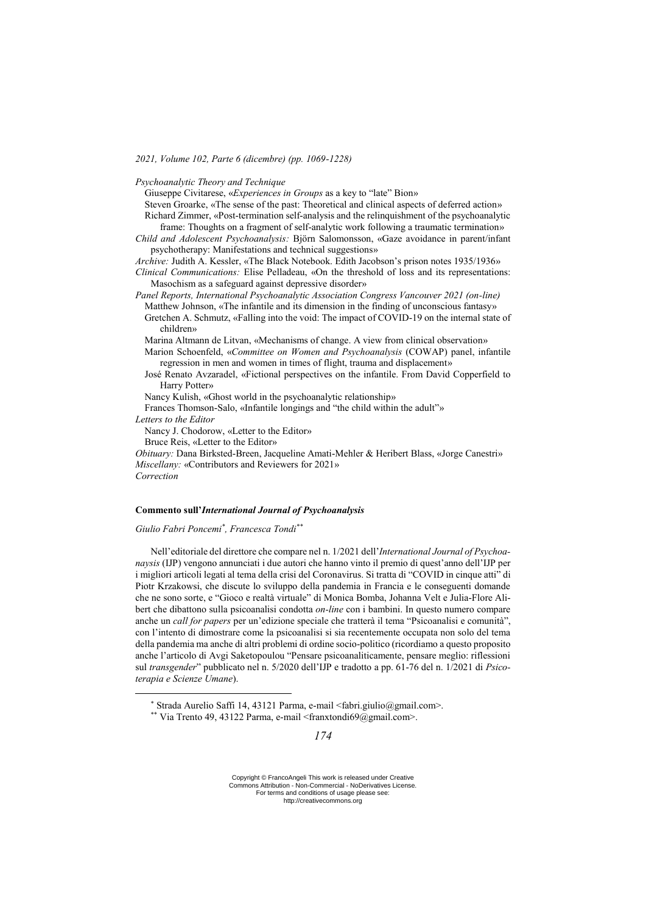*2021, Volume 102, Parte 6 (dicembre) (pp. 1069-1228)*

*Psychoanalytic Theory and Technique*

Giuseppe Civitarese, «*Experiences in Groups* as a key to "late" Bion»

Steven Groarke, «The sense of the past: Theoretical and clinical aspects of deferred action»

Richard Zimmer, «Post-termination self-analysis and the relinquishment of the psychoanalytic frame: Thoughts on a fragment of self-analytic work following a traumatic termination»

*Child and Adolescent Psychoanalysis:* Björn Salomonsson, «Gaze avoidance in parent/infant psychotherapy: Manifestations and technical suggestions»

*Archive:* Judith A. Kessler, «The Black Notebook. Edith Jacobson's prison notes 1935/1936»

*Clinical Communications:* Elise Pelladeau, «On the threshold of loss and its representations: Masochism as a safeguard against depressive disorder»

*Panel Reports, International Psychoanalytic Association Congress Vancouver 2021 (on-line)*

Matthew Johnson, «The infantile and its dimension in the finding of unconscious fantasy»

Gretchen A. Schmutz, «Falling into the void: The impact of COVID-19 on the internal state of children»

Marina Altmann de Litvan, «Mechanisms of change. A view from clinical observation»

Marion Schoenfeld, «*Committee on Women and Psychoanalysis* (COWAP) panel, infantile regression in men and women in times of flight, trauma and displacement»

José Renato Avzaradel, «Fictional perspectives on the infantile. From David Copperfield to Harry Potter»

Nancy Kulish, «Ghost world in the psychoanalytic relationship»

Frances Thomson-Salo, «Infantile longings and "the child within the adult"»

*Letters to the Editor*

Nancy J. Chodorow, «Letter to the Editor»

Bruce Reis, «Letter to the Editor»

*Obituary:* Dana Birksted-Breen, Jacqueline Amati-Mehler & Heribert Blass, «Jorge Canestri»

*Miscellany:* «Contributors and Reviewers for 2021»

*Correction*

## Commento sull'*International Journal of Psychoanalysis*

*Giulio Fabri Poncemi*[*], *Francesca Tondi*[**]

Nell'editoriale del direttore che compare nel n. 1/2021 dell'*International Journal of Psychoanaysis* (IJP) vengono annunciati i due autori che hanno vinto il premio di quest'anno dell'IJP per i migliori articoli legati al tema della crisi del Coronavirus. Si tratta di "COVID in cinque atti" di Piotr Krzakowsi, che discute lo sviluppo della pandemia in Francia e le conseguenti domande che ne sono sorte, e "Gioco e realtà virtuale" di Monica Bomba, Johanna Velt e Julia-Flore Alibert che dibattono sulla psicoanalisi condotta *on-line* con i bambini. In questo numero compare anche un *call for papers* per un'edizione speciale che tratterà il tema "Psicoanalisi e comunità", con l'intento di dimostrare come la psicoanalisi si sia recentemente occupata non solo del tema della pandemia ma anche di altri problemi di ordine socio-politico (ricordiamo a questo proposito anche l'articolo di Avgi Saketopoulou "Pensare psicoanaliticamente, pensare meglio: riflessioni sul *transgender*" pubblicato nel n. 5/2020 dell'IJP e tradotto a pp. 61-76 del n. 1/2021 di *Psicoterapia e Scienze Umane*).

[*] Strada Aurelio Saffi 14, 43121 Parma, e-mail <fabri.giulio@gmail.com>.

[**] Via Trento 49, 43122 Parma, e-mail <franxtondi69@gmail.com>.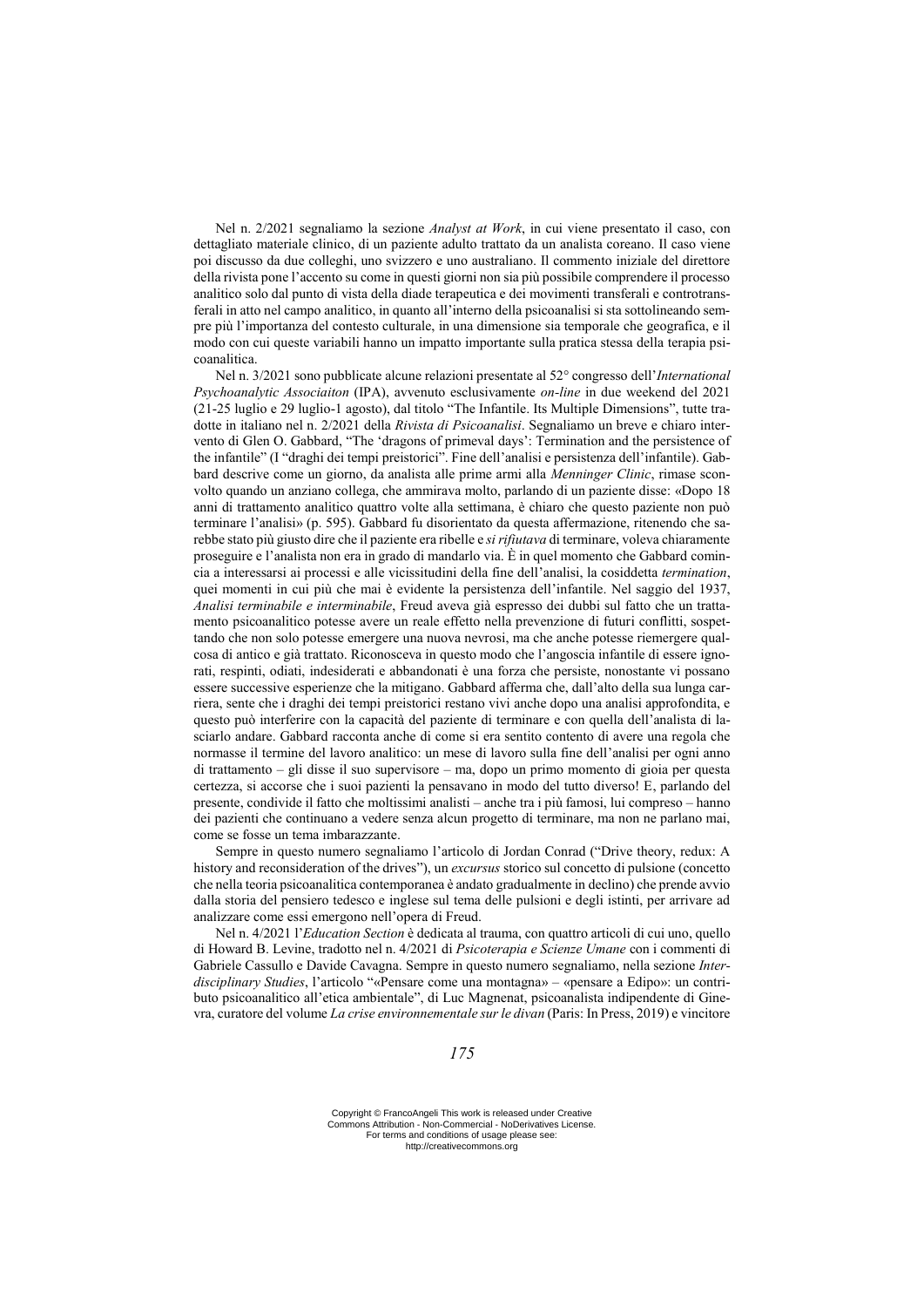Nel n. 2/2021 segnaliamo la sezione *Analyst at Work*, in cui viene presentato il caso, con dettagliato materiale clinico, di un paziente adulto trattato da un analista coreano. Il caso viene poi discusso da due colleghi, uno svizzero e uno australiano. Il commento iniziale del direttore della rivista pone l'accento su come in questi giorni non sia più possibile comprendere il processo analitico solo dal punto di vista della diade terapeutica e dei movimenti transferali e controtransferali in atto nel campo analitico, in quanto all'interno della psicoanalisi si sta sottolineando sempre più l'importanza del contesto culturale, in una dimensione sia temporale che geografica, e il modo con cui queste variabili hanno un impatto importante sulla pratica stessa della terapia psicoanalitica.

Nel n. 3/2021 sono pubblicate alcune relazioni presentate al 52° congresso dell'*International Psychoanalytic Associaiton* (IPA), avvenuto esclusivamente *on-line* in due weekend del 2021 (21-25 luglio e 29 luglio-1 agosto), dal titolo "The Infantile. Its Multiple Dimensions", tutte tradotte in italiano nel n. 2/2021 della *Rivista di Psicoanalisi*. Segnaliamo un breve e chiaro intervento di Glen O. Gabbard, "The 'dragons of primeval days': Termination and the persistence of the infantile" (I "draghi dei tempi preistorici". Fine dell'analisi e persistenza dell'infantile). Gabbard descrive come un giorno, da analista alle prime armi alla *Menninger Clinic*, rimase sconvolto quando un anziano collega, che ammirava molto, parlando di un paziente disse: «Dopo 18 anni di trattamento analitico quattro volte alla settimana, è chiaro che questo paziente non può terminare l'analisi» (p. 595). Gabbard fu disorientato da questa affermazione, ritenendo che sarebbe stato più giusto dire che il paziente era ribelle e *si rifiutava* di terminare, voleva chiaramente proseguire e l'analista non era in grado di mandarlo via. È in quel momento che Gabbard comincia a interessarsi ai processi e alle vicissitudini della fine dell'analisi, la cosiddetta *termination*, quei momenti in cui più che mai è evidente la persistenza dell'infantile. Nel saggio del 1937, *Analisi terminabile e interminabile*, Freud aveva già espresso dei dubbi sul fatto che un trattamento psicoanalitico potesse avere un reale effetto nella prevenzione di futuri conflitti, sospettando che non solo potesse emergere una nuova nevrosi, ma che anche potesse riemergere qualcosa di antico e già trattato. Riconosceva in questo modo che l'angoscia infantile di essere ignorati, respinti, odiati, indesiderati e abbandonati è una forza che persiste, nonostante vi possano essere successive esperienze che la mitigano. Gabbard afferma che, dall'alto della sua lunga carriera, sente che i draghi dei tempi preistorici restano vivi anche dopo una analisi approfondita, e questo può interferire con la capacità del paziente di terminare e con quella dell'analista di lasciarlo andare. Gabbard racconta anche di come si era sentito contento di avere una regola che normasse il termine del lavoro analitico: un mese di lavoro sulla fine dell'analisi per ogni anno di trattamento – gli disse il suo supervisore – ma, dopo un primo momento di gioia per questa certezza, si accorse che i suoi pazienti la pensavano in modo del tutto diverso! E, parlando del presente, condivide il fatto che moltissimi analisti – anche tra i più famosi, lui compreso – hanno dei pazienti che continuano a vedere senza alcun progetto di terminare, ma non ne parlano mai, come se fosse un tema imbarazzante.

Sempre in questo numero segnaliamo l'articolo di Jordan Conrad ("Drive theory, redux: A history and reconsideration of the drives"), un *excursus* storico sul concetto di pulsione (concetto che nella teoria psicoanalitica contemporanea è andato gradualmente in declino) che prende avvio dalla storia del pensiero tedesco e inglese sul tema delle pulsioni e degli istinti, per arrivare ad analizzare come essi emergono nell'opera di Freud.

Nel n. 4/2021 l'*Education Section* è dedicata al trauma, con quattro articoli di cui uno, quello di Howard B. Levine, tradotto nel n. 4/2021 di *Psicoterapia e Scienze Umane* con i commenti di Gabriele Cassullo e Davide Cavagna. Sempre in questo numero segnaliamo, nella sezione *Interdisciplinary Studies*, l'articolo "«Pensare come una montagna» – «pensare a Edipo»: un contributo psicoanalitico all'etica ambientale", di Luc Magnenat, psicoanalista indipendente di Ginevra, curatore del volume *La crise environnementale sur le divan* (Paris: In Press, 2019) e vincitore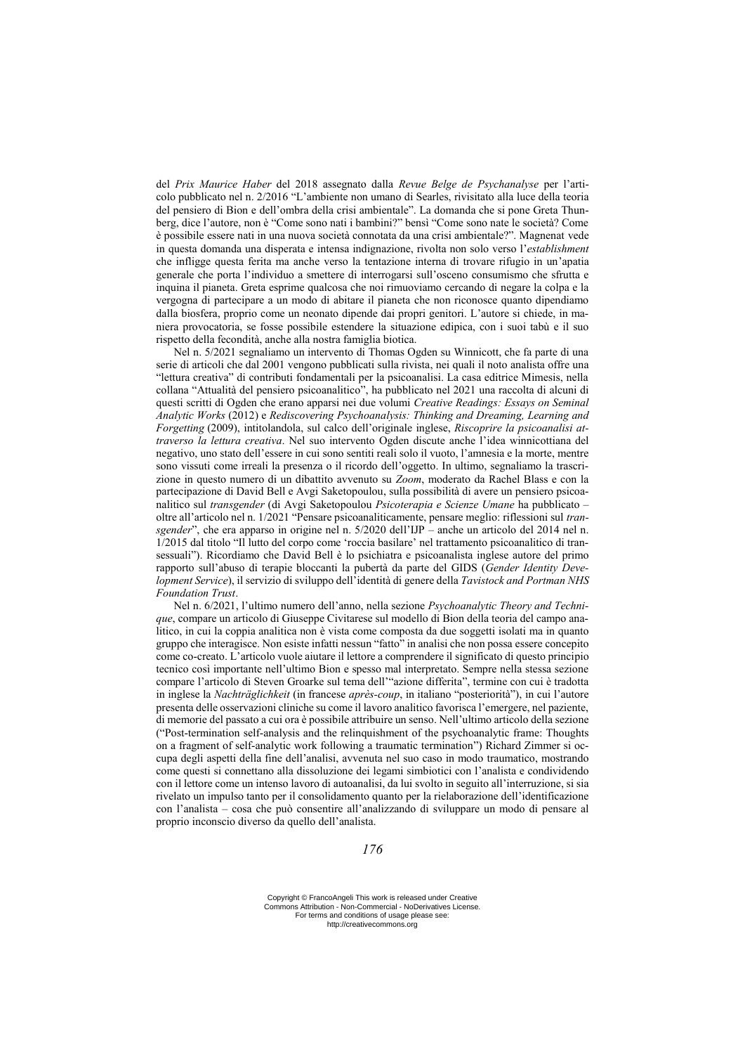del *Prix Maurice Haber* del 2018 assegnato dalla *Revue Belge de Psychanalyse* per l'articolo pubblicato nel n. 2/2016 "L'ambiente non umano di Searles, rivisitato alla luce della teoria del pensiero di Bion e dell'ombra della crisi ambientale". La domanda che si pone Greta Thunberg, dice l'autore, non è "Come sono nati i bambini?" bensì "Come sono nate le società? Come è possibile essere nati in una nuova società connotata da una crisi ambientale?". Magnenat vede in questa domanda una disperata e intensa indignazione, rivolta non solo verso l'*establishment* che infligge questa ferita ma anche verso la tentazione interna di trovare rifugio in un'apatia generale che porta l'individuo a smettere di interrogarsi sull'osceno consumismo che sfrutta e inquina il pianeta. Greta esprime qualcosa che noi rimuoviamo cercando di negare la colpa e la vergogna di partecipare a un modo di abitare il pianeta che non riconosce quanto dipendiamo dalla biosfera, proprio come un neonato dipende dai propri genitori. L'autore si chiede, in maniera provocatoria, se fosse possibile estendere la situazione edipica, con i suoi tabù e il suo rispetto della fecondità, anche alla nostra famiglia biotica.

Nel n. 5/2021 segnaliamo un intervento di Thomas Ogden su Winnicott, che fa parte di una serie di articoli che dal 2001 vengono pubblicati sulla rivista, nei quali il noto analista offre una "lettura creativa" di contributi fondamentali per la psicoanalisi. La casa editrice Mimesis, nella collana "Attualità del pensiero psicoanalitico", ha pubblicato nel 2021 una raccolta di alcuni di questi scritti di Ogden che erano apparsi nei due volumi *Creative Readings: Essays on Seminal Analytic Works* (2012) e *Rediscovering Psychoanalysis: Thinking and Dreaming, Learning and Forgetting* (2009), intitolandola, sul calco dell'originale inglese, *Riscoprire la psicoanalisi attraverso la lettura creativa*. Nel suo intervento Ogden discute anche l'idea winnicottiana del negativo, uno stato dell'essere in cui sono sentiti reali solo il vuoto, l'amnesia e la morte, mentre sono vissuti come irreali la presenza o il ricordo dell'oggetto. In ultimo, segnaliamo la trascrizione in questo numero di un dibattito avvenuto su *Zoom*, moderato da Rachel Blass e con la partecipazione di David Bell e Avgi Saketopoulou, sulla possibilità di avere un pensiero psicoanalitico sul *transgender* (di Avgi Saketopoulou *Psicoterapia e Scienze Umane* ha pubblicato – oltre all'articolo nel n. 1/2021 "Pensare psicoanaliticamente, pensare meglio: riflessioni sul *transgender*", che era apparso in origine nel n. 5/2020 dell'IJP – anche un articolo del 2014 nel n. 1/2015 dal titolo "Il lutto del corpo come 'roccia basilare' nel trattamento psicoanalitico di transessuali"). Ricordiamo che David Bell è lo psichiatra e psicoanalista inglese autore del primo rapporto sull'abuso di terapie bloccanti la pubertà da parte del GIDS (*Gender Identity Development Service*), il servizio di sviluppo dell'identità di genere della *Tavistock and Portman NHS Foundation Trust*.

Nel n. 6/2021, l'ultimo numero dell'anno, nella sezione *Psychoanalytic Theory and Technique*, compare un articolo di Giuseppe Civitarese sul modello di Bion della teoria del campo analitico, in cui la coppia analitica non è vista come composta da due soggetti isolati ma in quanto gruppo che interagisce. Non esiste infatti nessun "fatto" in analisi che non possa essere concepito come co-creato. L'articolo vuole aiutare il lettore a comprendere il significato di questo principio tecnico così importante nell'ultimo Bion e spesso mal interpretato. Sempre nella stessa sezione compare l'articolo di Steven Groarke sul tema dell'"azione differita", termine con cui è tradotta in inglese la *Nachträglichkeit* (in francese *après-coup*, in italiano "posteriorità"), in cui l'autore presenta delle osservazioni cliniche su come il lavoro analitico favorisca l'emergere, nel paziente, di memorie del passato a cui ora è possibile attribuire un senso. Nell'ultimo articolo della sezione ("Post-termination self-analysis and the relinquishment of the psychoanalytic frame: Thoughts on a fragment of self-analytic work following a traumatic termination") Richard Zimmer si occupa degli aspetti della fine dell'analisi, avvenuta nel suo caso in modo traumatico, mostrando come questi si connettano alla dissoluzione dei legami simbiotici con l'analista e condividendo con il lettore come un intenso lavoro di autoanalisi, da lui svolto in seguito all'interruzione, si sia rivelato un impulso tanto per il consolidamento quanto per la rielaborazione dell'identificazione con l'analista – cosa che può consentire all'analizzando di sviluppare un modo di pensare al proprio inconscio diverso da quello dell'analista.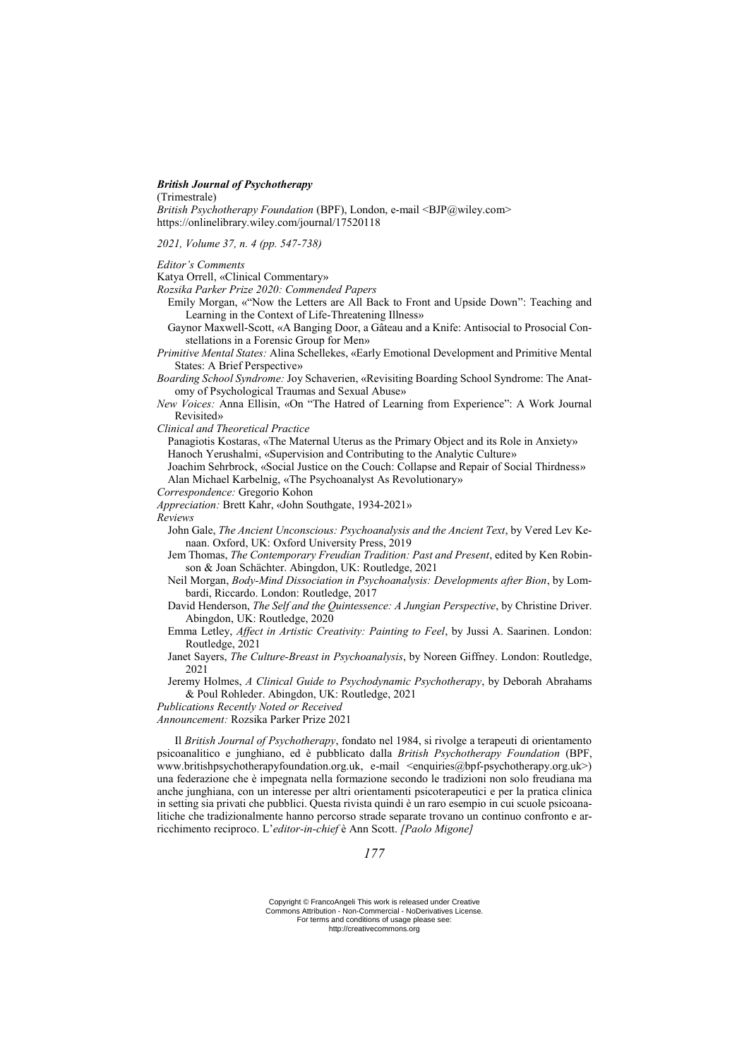***British Journal of Psychotherapy***

(Trimestrale)

*British Psychotherapy Foundation* (BPF), London, e-mail <BJP@wiley.com>
https://onlinelibrary.wiley.com/journal/17520118

*2021, Volume 37, n. 4 (pp. 547-738)*

*Editor's Comments*

Katya Orrell, «Clinical Commentary»

*Rozsika Parker Prize 2020: Commended Papers*

- Emily Morgan, «"Now the Letters are All Back to Front and Upside Down": Teaching and Learning in the Context of Life-Threatening Illness»
- Gaynor Maxwell-Scott, «A Banging Door, a Gâteau and a Knife: Antisocial to Prosocial Constellations in a Forensic Group for Men»

*Primitive Mental States:* Alina Schellekes, «Early Emotional Development and Primitive Mental States: A Brief Perspective»

*Boarding School Syndrome:* Joy Schaverien, «Revisiting Boarding School Syndrome: The Anatomy of Psychological Traumas and Sexual Abuse»

*New Voices:* Anna Ellisin, «On "The Hatred of Learning from Experience": A Work Journal Revisited»

*Clinical and Theoretical Practice*

- Panagiotis Kostaras, «The Maternal Uterus as the Primary Object and its Role in Anxiety»
- Hanoch Yerushalmi, «Supervision and Contributing to the Analytic Culture»
- Joachim Sehrbrock, «Social Justice on the Couch: Collapse and Repair of Social Thirdness»
- Alan Michael Karbelnig, «The Psychoanalyst As Revolutionary»

*Correspondence:* Gregorio Kohon

*Appreciation:* Brett Kahr, «John Southgate, 1934-2021»

*Reviews*

- John Gale, *The Ancient Unconscious: Psychoanalysis and the Ancient Text*, by Vered Lev Kenaan. Oxford, UK: Oxford University Press, 2019
- Jem Thomas, *The Contemporary Freudian Tradition: Past and Present*, edited by Ken Robinson & Joan Schächter. Abingdon, UK: Routledge, 2021
- Neil Morgan, *Body-Mind Dissociation in Psychoanalysis: Developments after Bion*, by Lombardi, Riccardo. London: Routledge, 2017
- David Henderson, *The Self and the Quintessence: A Jungian Perspective*, by Christine Driver. Abingdon, UK: Routledge, 2020
- Emma Letley, *Affect in Artistic Creativity: Painting to Feel*, by Jussi A. Saarinen. London: Routledge, 2021
- Janet Sayers, *The Culture-Breast in Psychoanalysis*, by Noreen Giffney. London: Routledge, 2021
- Jeremy Holmes, *A Clinical Guide to Psychodynamic Psychotherapy*, by Deborah Abrahams & Poul Rohleder. Abingdon, UK: Routledge, 2021

*Publications Recently Noted or Received*

*Announcement:* Rozsika Parker Prize 2021

Il *British Journal of Psychotherapy*, fondato nel 1984, si rivolge a terapeuti di orientamento psicoanalitico e junghiano, ed è pubblicato dalla *British Psychotherapy Foundation* (BPF, www.britishpsychotherapyfoundation.org.uk, e-mail <enquiries@bpf-psychotherapy.org.uk>) una federazione che è impegnata nella formazione secondo le tradizioni non solo freudiana ma anche junghiana, con un interesse per altri orientamenti psicoterapeutici e per la pratica clinica in setting sia privati che pubblici. Questa rivista quindi è un raro esempio in cui scuole psicoanalitiche che tradizionalmente hanno percorso strade separate trovano un continuo confronto e arricchimento reciproco. L'*editor-in-chief* è Ann Scott. *[Paolo Migone]*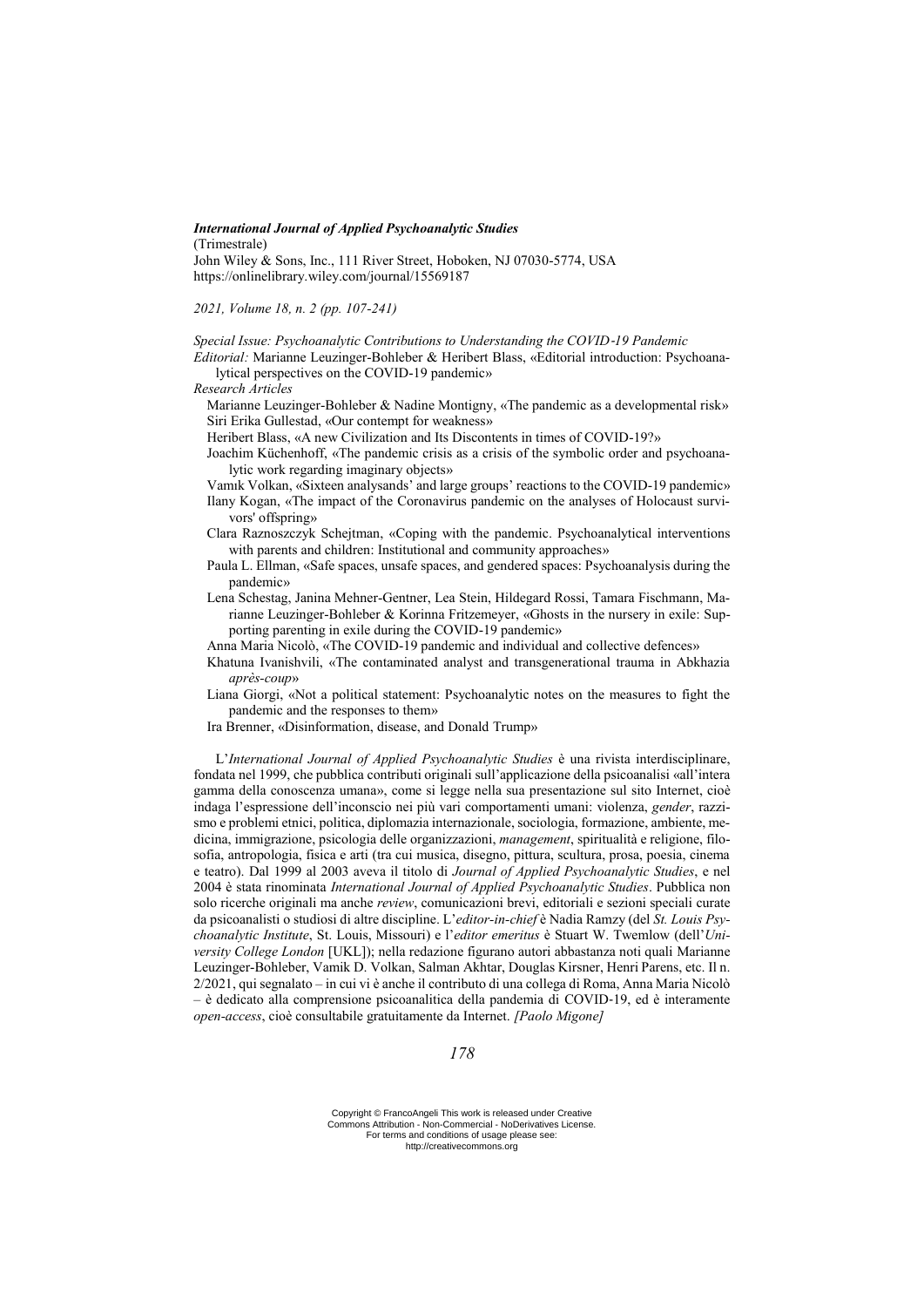***International Journal of Applied Psychoanalytic Studies***
(Trimestrale)
John Wiley & Sons, Inc., 111 River Street, Hoboken, NJ 07030-5774, USA
https://onlinelibrary.wiley.com/journal/15569187

*2021, Volume 18, n. 2 (pp. 107-241)*

*Special Issue: Psychoanalytic Contributions to Understanding the COVID-19 Pandemic*
*Editorial:* Marianne Leuzinger-Bohleber & Heribert Blass, «Editorial introduction: Psychoanalytical perspectives on the COVID-19 pandemic»
*Research Articles*
Marianne Leuzinger-Bohleber & Nadine Montigny, «The pandemic as a developmental risk»
Siri Erika Gullestad, «Our contempt for weakness»
Heribert Blass, «A new Civilization and Its Discontents in times of COVID-19?»
Joachim Küchenhoff, «The pandemic crisis as a crisis of the symbolic order and psychoanalytic work regarding imaginary objects»
Vamık Volkan, «Sixteen analysands' and large groups' reactions to the COVID-19 pandemic»
Ilany Kogan, «The impact of the Coronavirus pandemic on the analyses of Holocaust survivors' offspring»
Clara Raznoszczyk Schejtman, «Coping with the pandemic. Psychoanalytical interventions with parents and children: Institutional and community approaches»
Paula L. Ellman, «Safe spaces, unsafe spaces, and gendered spaces: Psychoanalysis during the pandemic»
Lena Schestag, Janina Mehner-Gentner, Lea Stein, Hildegard Rossi, Tamara Fischmann, Marianne Leuzinger-Bohleber & Korinna Fritzemeyer, «Ghosts in the nursery in exile: Supporting parenting in exile during the COVID-19 pandemic»
Anna Maria Nicolò, «The COVID-19 pandemic and individual and collective defences»
Khatuna Ivanishvili, «The contaminated analyst and transgenerational trauma in Abkhazia *après-coup*»
Liana Giorgi, «Not a political statement: Psychoanalytic notes on the measures to fight the pandemic and the responses to them»
Ira Brenner, «Disinformation, disease, and Donald Trump»

L'*International Journal of Applied Psychoanalytic Studies* è una rivista interdisciplinare, fondata nel 1999, che pubblica contributi originali sull'applicazione della psicoanalisi «all'intera gamma della conoscenza umana», come si legge nella sua presentazione sul sito Internet, cioè indaga l'espressione dell'inconscio nei più vari comportamenti umani: violenza, *gender*, razzismo e problemi etnici, politica, diplomazia internazionale, sociologia, formazione, ambiente, medicina, immigrazione, psicologia delle organizzazioni, *management*, spiritualità e religione, filosofia, antropologia, fisica e arti (tra cui musica, disegno, pittura, scultura, prosa, poesia, cinema e teatro). Dal 1999 al 2003 aveva il titolo di *Journal of Applied Psychoanalytic Studies*, e nel 2004 è stata rinominata *International Journal of Applied Psychoanalytic Studies*. Pubblica non solo ricerche originali ma anche *review*, comunicazioni brevi, editoriali e sezioni speciali curate da psicoanalisti o studiosi di altre discipline. L'*editor-in-chief* è Nadia Ramzy (del *St. Louis Psychoanalytic Institute*, St. Louis, Missouri) e l'*editor emeritus* è Stuart W. Twemlow (dell'*University College London* [UKL]); nella redazione figurano autori abbastanza noti quali Marianne Leuzinger-Bohleber, Vamik D. Volkan, Salman Akhtar, Douglas Kirsner, Henri Parens, etc. Il n. 2/2021, qui segnalato – in cui vi è anche il contributo di una collega di Roma, Anna Maria Nicolò – è dedicato alla comprensione psicoanalitica della pandemia di COVID-19, ed è interamente *open-access*, cioè consultabile gratuitamente da Internet. *[Paolo Migone]*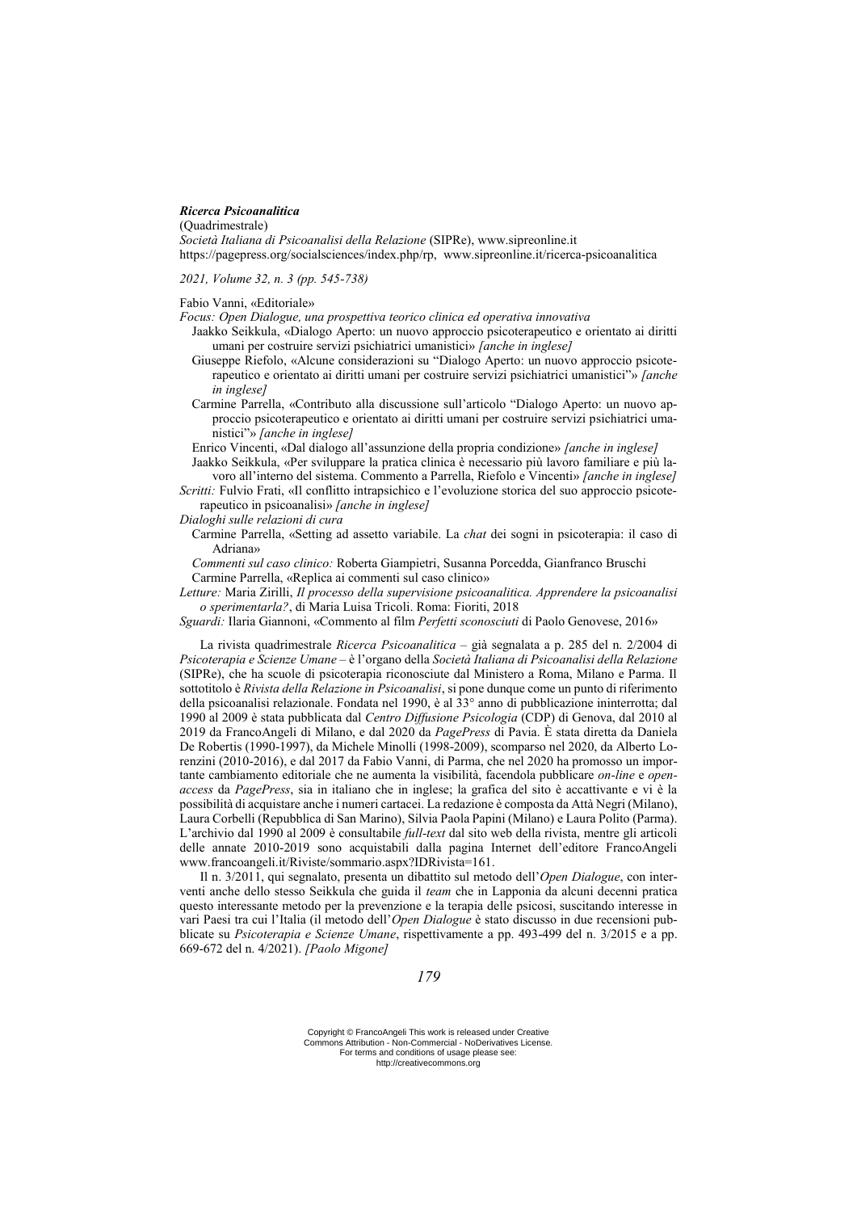***Ricerca Psicoanalitica***
(Quadrimestrale)
*Società Italiana di Psicoanalisi della Relazione* (SIPRe), www.sipreonline.it
https://pagepress.org/socialsciences/index.php/rp, www.sipreonline.it/ricerca-psicoanalitica

*2021, Volume 32, n. 3 (pp. 545-738)*

Fabio Vanni, «Editoriale»

*Focus: Open Dialogue, una prospettiva teorico clinica ed operativa innovativa*

Jaakko Seikkula, «Dialogo Aperto: un nuovo approccio psicoterapeutico e orientato ai diritti umani per costruire servizi psichiatrici umanistici» *[anche in inglese]*

Giuseppe Riefolo, «Alcune considerazioni su "Dialogo Aperto: un nuovo approccio psicoterapeutico e orientato ai diritti umani per costruire servizi psichiatrici umanistici"» *[anche in inglese]*

Carmine Parrella, «Contributo alla discussione sull'articolo "Dialogo Aperto: un nuovo approccio psicoterapeutico e orientato ai diritti umani per costruire servizi psichiatrici umanistici"» *[anche in inglese]*

Enrico Vincenti, «Dal dialogo all'assunzione della propria condizione» *[anche in inglese]*

Jaakko Seikkula, «Per sviluppare la pratica clinica è necessario più lavoro familiare e più lavoro all'interno del sistema. Commento a Parrella, Riefolo e Vincenti» *[anche in inglese]*

*Scritti:* Fulvio Frati, «Il conflitto intrapsichico e l'evoluzione storica del suo approccio psicoterapeutico in psicoanalisi» *[anche in inglese]*

*Dialoghi sulle relazioni di cura*

Carmine Parrella, «Setting ad assetto variabile. La *chat* dei sogni in psicoterapia: il caso di Adriana»

*Commenti sul caso clinico:* Roberta Giampietri, Susanna Porcedda, Gianfranco Bruschi

Carmine Parrella, «Replica ai commenti sul caso clinico»

*Letture:* Maria Zirilli, *Il processo della supervisione psicoanalitica. Apprendere la psicoanalisi o sperimentarla?*, di Maria Luisa Tricoli. Roma: Fioriti, 2018

*Sguardi:* Ilaria Giannoni, «Commento al film *Perfetti sconosciuti* di Paolo Genovese, 2016»

La rivista quadrimestrale *Ricerca Psicoanalitica* – già segnalata a p. 285 del n. 2/2004 di *Psicoterapia e Scienze Umane* – è l'organo della *Società Italiana di Psicoanalisi della Relazione* (SIPRe), che ha scuole di psicoterapia riconosciute dal Ministero a Roma, Milano e Parma. Il sottotitolo è *Rivista della Relazione in Psicoanalisi*, si pone dunque come un punto di riferimento della psicoanalisi relazionale. Fondata nel 1990, è al 33° anno di pubblicazione ininterrotta; dal 1990 al 2009 è stata pubblicata dal *Centro Diffusione Psicologia* (CDP) di Genova, dal 2010 al 2019 da FrancoAngeli di Milano, e dal 2020 da *PagePress* di Pavia. È stata diretta da Daniela De Robertis (1990-1997), da Michele Minolli (1998-2009), scomparso nel 2020, da Alberto Lorenzini (2010-2016), e dal 2017 da Fabio Vanni, di Parma, che nel 2020 ha promosso un importante cambiamento editoriale che ne aumenta la visibilità, facendola pubblicare *on-line* e *open-access* da *PagePress*, sia in italiano che in inglese; la grafica del sito è accattivante e vi è la possibilità di acquistare anche i numeri cartacei. La redazione è composta da Attà Negri (Milano), Laura Corbelli (Repubblica di San Marino), Silvia Paola Papini (Milano) e Laura Polito (Parma). L'archivio dal 1990 al 2009 è consultabile *full-text* dal sito web della rivista, mentre gli articoli delle annate 2010-2019 sono acquistabili dalla pagina Internet dell'editore FrancoAngeli www.francoangeli.it/Riviste/sommario.aspx?IDRivista=161.

Il n. 3/2011, qui segnalato, presenta un dibattito sul metodo dell'*Open Dialogue*, con interventi anche dello stesso Seikkula che guida il *team* che in Lapponia da alcuni decenni pratica questo interessante metodo per la prevenzione e la terapia delle psicosi, suscitando interesse in vari Paesi tra cui l'Italia (il metodo dell'*Open Dialogue* è stato discusso in due recensioni pubblicate su *Psicoterapia e Scienze Umane*, rispettivamente a pp. 493-499 del n. 3/2015 e a pp. 669-672 del n. 4/2021). *[Paolo Migone]*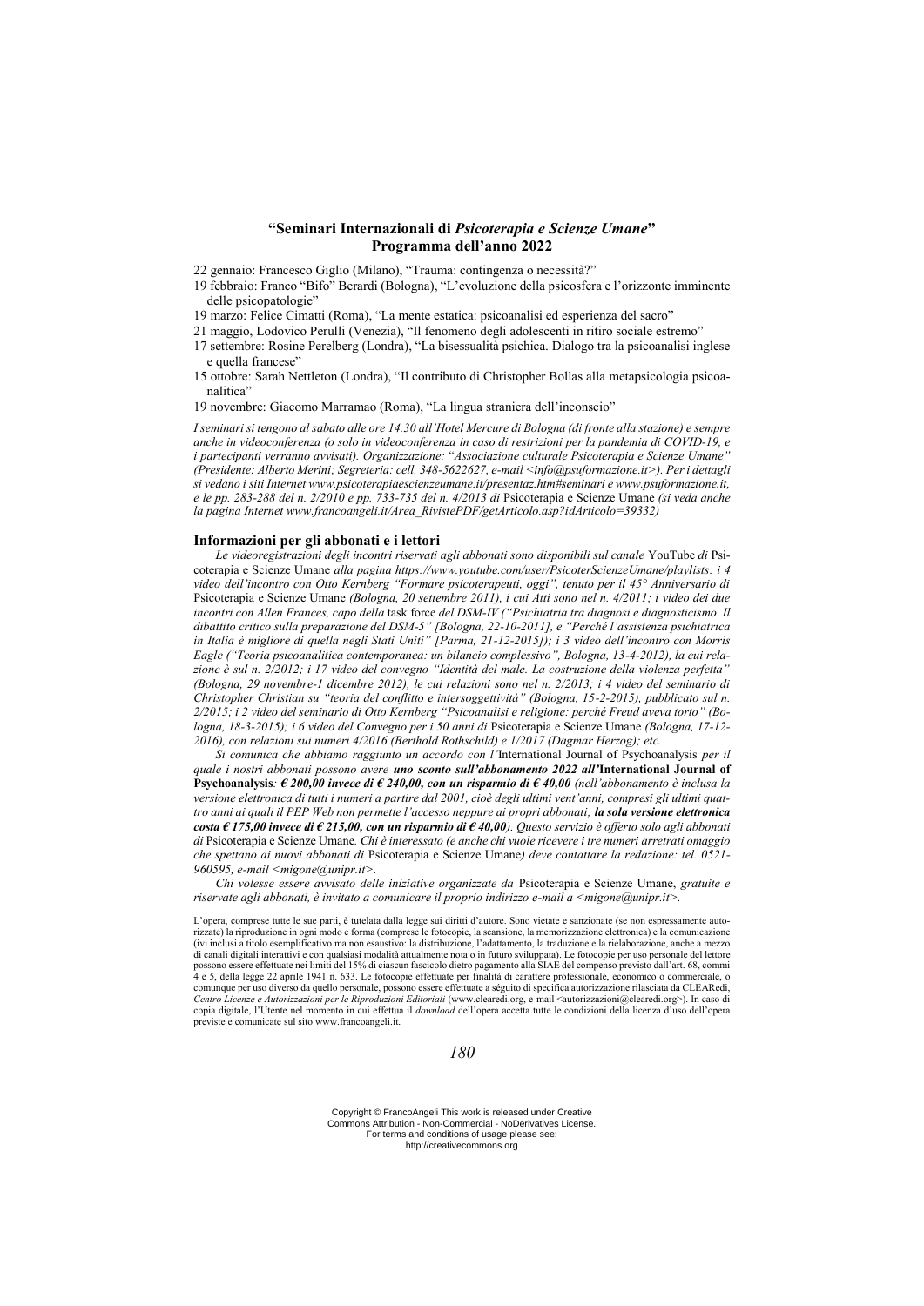## "Seminari Internazionali di *Psicoterapia e Scienze Umane*"
## Programma dell'anno 2022

22 gennaio: Francesco Giglio (Milano), "Trauma: contingenza o necessità?"
19 febbraio: Franco "Bifo" Berardi (Bologna), "L'evoluzione della psicosfera e l'orizzonte imminente delle psicopatologie"
19 marzo: Felice Cimatti (Roma), "La mente estatica: psicoanalisi ed esperienza del sacro"
21 maggio, Lodovico Perulli (Venezia), "Il fenomeno degli adolescenti in ritiro sociale estremo"
17 settembre: Rosine Perelberg (Londra), "La bisessualità psichica. Dialogo tra la psicoanalisi inglese e quella francese"
15 ottobre: Sarah Nettleton (Londra), "Il contributo di Christopher Bollas alla metapsicologia psicoanalitica"
19 novembre: Giacomo Marramao (Roma), "La lingua straniera dell'inconscio"

*I seminari si tengono al sabato alle ore 14.30 all'Hotel Mercure di Bologna (di fronte alla stazione) e sempre anche in videoconferenza (o solo in videoconferenza in caso di restrizioni per la pandemia di COVID-19, e i partecipanti verranno avvisati). Organizzazione: "Associazione culturale Psicoterapia e Scienze Umane" (Presidente: Alberto Merini; Segreteria: cell. 348-5622627, e-mail <info@psuformazione.it>). Per i dettagli si vedano i siti Internet www.psicoterapiaescienzeumane.it/presentaz.htm#seminari e www.psuformazione.it, e le pp. 283-288 del n. 2/2010 e pp. 733-735 del n. 4/2013 di* Psicoterapia e Scienze Umane *(si veda anche la pagina Internet www.francoangeli.it/Area_RivistePDF/getArticolo.asp?idArticolo=39332)*

### Informazioni per gli abbonati e i lettori

*Le videoregistrazioni degli incontri riservati agli abbonati sono disponibili sul canale* YouTube *di* Psicoterapia e Scienze Umane *alla pagina https://www.youtube.com/user/PsicoterScienzeUmane/playlists: i 4 video dell'incontro con Otto Kernberg "Formare psicoterapeuti, oggi", tenuto per il 45° Anniversario di* Psicoterapia e Scienze Umane *(Bologna, 20 settembre 2011), i cui Atti sono nel n. 4/2011; i video dei due incontri con Allen Frances, capo della* task force *del DSM-IV ("Psichiatria tra diagnosi e diagnosticismo. Il dibattito critico sulla preparazione del DSM-5" [Bologna, 22-10-2011], e "Perché l'assistenza psichiatrica in Italia è migliore di quella negli Stati Uniti" [Parma, 21-12-2015]); i 3 video dell'incontro con Morris Eagle ("Teoria psicoanalitica contemporanea: un bilancio complessivo", Bologna, 13-4-2012), la cui relazione è sul n. 2/2012; i 17 video del convegno "Identità del male. La costruzione della violenza perfetta" (Bologna, 29 novembre-1 dicembre 2012), le cui relazioni sono nel n. 2/2013; i 4 video del seminario di Christopher Christian su "teoria del conflitto e intersoggettività" (Bologna, 15-2-2015), pubblicato sul n. 2/2015; i 2 video del seminario di Otto Kernberg "Psicoanalisi e religione: perché Freud aveva torto" (Bologna, 18-3-2015); i 6 video del Convegno per i 50 anni di* Psicoterapia e Scienze Umane *(Bologna, 17-12-2016), con relazioni sui numeri 4/2016 (Berthold Rothschild) e 1/2017 (Dagmar Herzog); etc.*

*Si comunica che abbiamo raggiunto un accordo con l'*International Journal of Psychoanalysis *per il quale i nostri abbonati possono avere* ***uno sconto sull'abbonamento 2022 all'*International Journal of Psychoanalysis*: € 200,00 invece di € 240,00, con un risparmio di € 40,00*** *(nell'abbonamento è inclusa la versione elettronica di tutti i numeri a partire dal 2001, cioè degli ultimi vent'anni, compresi gli ultimi quattro anni ai quali il PEP Web non permette l'accesso neppure ai propri abbonati;* ***la sola versione elettronica costa € 175,00 invece di € 215,00, con un risparmio di € 40,00****). Questo servizio è offerto solo agli abbonati di* Psicoterapia e Scienze Umane*. Chi è interessato (e anche chi vuole ricevere i tre numeri arretrati omaggio che spettano ai nuovi abbonati di* Psicoterapia e Scienze Umane*) deve contattare la redazione: tel. 0521-960595, e-mail <migone@unipr.it>.*

*Chi volesse essere avvisato delle iniziative organizzate da* Psicoterapia e Scienze Umane*, gratuite e riservate agli abbonati, è invitato a comunicare il proprio indirizzo e-mail a <migone@unipr.it>.*

L'opera, comprese tutte le sue parti, è tutelata dalla legge sui diritti d'autore. Sono vietate e sanzionate (se non espressamente autorizzate) la riproduzione in ogni modo e forma (comprese le fotocopie, la scansione, la memorizzazione elettronica) e la comunicazione (ivi inclusi a titolo esemplificativo ma non esaustivo: la distribuzione, l'adattamento, la traduzione e la rielaborazione, anche a mezzo di canali digitali interattivi e con qualsiasi modalità attualmente nota o in futuro sviluppata). Le fotocopie per uso personale del lettore possono essere effettuate nei limiti del 15% di ciascun fascicolo dietro pagamento alla SIAE del compenso previsto dall'art. 68, commi 4 e 5, della legge 22 aprile 1941 n. 633. Le fotocopie effettuate per finalità di carattere professionale, economico o commerciale, o comunque per uso diverso da quello personale, possono essere effettuate a séguito di specifica autorizzazione rilasciata da CLEARedi, *Centro Licenze e Autorizzazioni per le Riproduzioni Editoriali* (www.clearedi.org, e-mail <autorizzazioni@clearedi.org>). In caso di copia digitale, l'Utente nel momento in cui effettua il *download* dell'opera accetta tutte le condizioni della licenza d'uso dell'opera previste e comunicate sul sito www.francoangeli.it.

Copyright © FrancoAngeli This work is released under Creative Commons Attribution - Non-Commercial - NoDerivatives License. For terms and conditions of usage please see: http://creativecommons.org